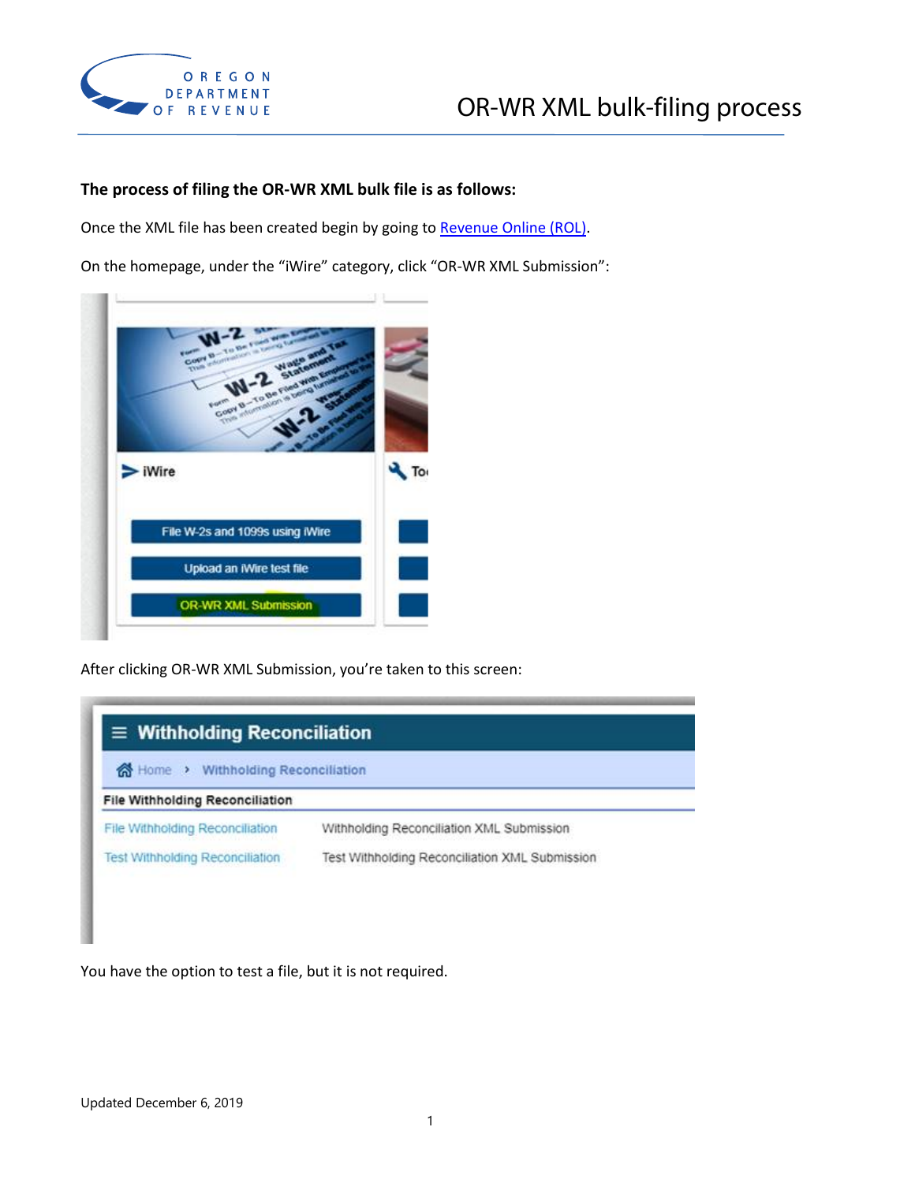# OR-WR XML bulk-filing process

**The process of filing the OR-WR XML bulk file is as follows:**

Once the XML file has been created begin by going to [Revenue Online (ROL)](Revenue Online (ROL)).

On the homepage, under the "iWire" category, click "OR-WR XML Submission":

After clicking OR-WR XML Submission, you're taken to this screen:

You have the option to test a file, but it is not required.

Updated December 6, 2019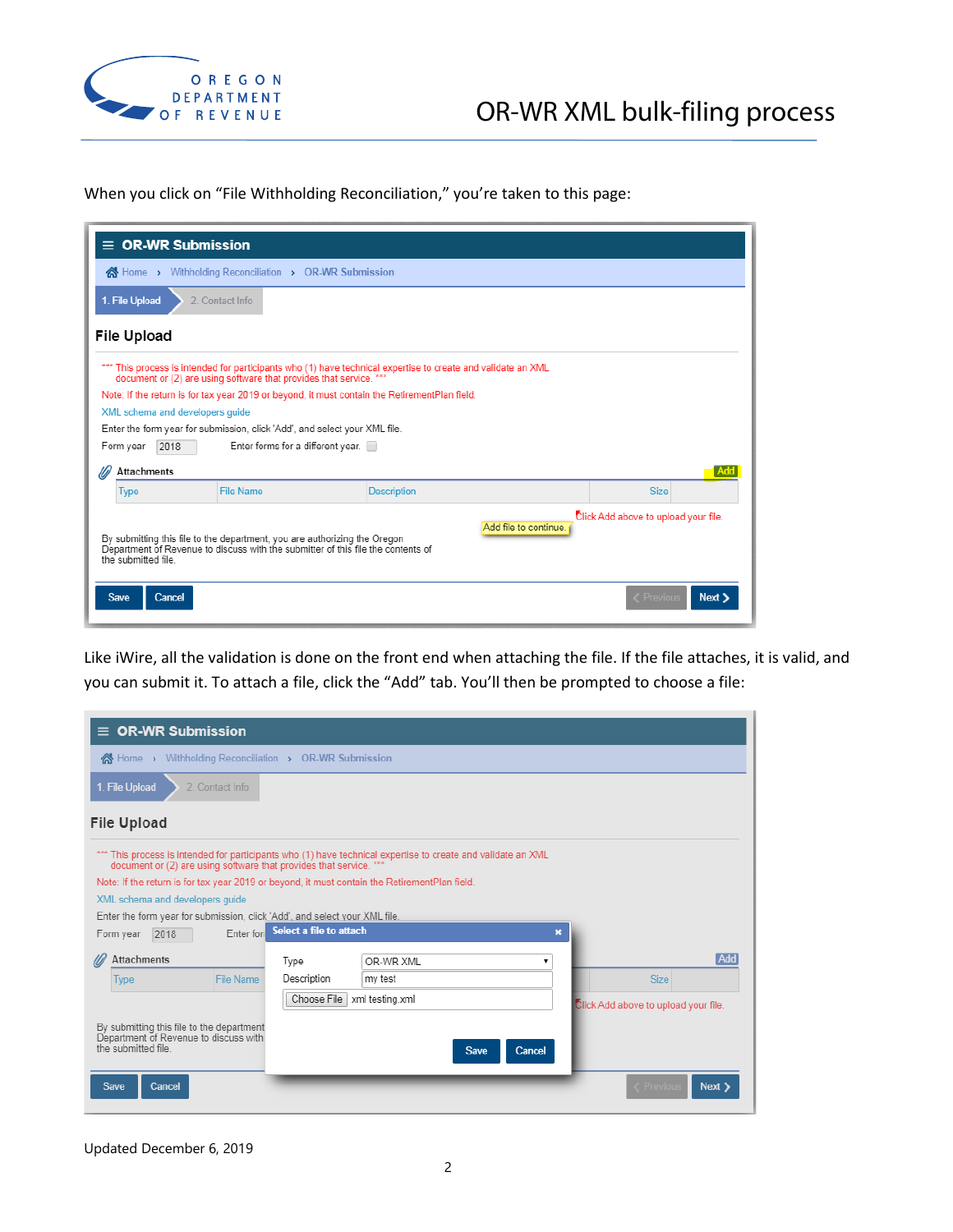When you click on "File Withholding Reconciliation," you're taken to this page:

≡ OR-WR Submission

Home › Withholding Reconciliation › OR-WR Submission

1. File Upload | 2. Contact Info

File Upload

*** This process is intended for participants who (1) have technical expertise to create and validate an XML document or (2) are using software that provides that service. ***

Note: If the return is for tax year 2019 or beyond, it must contain the RetirementPlan field.

XML schema and developers guide

Enter the form year for submission, click 'Add', and select your XML file.

Form year 2018 Enter forms for a different year.

Attachments Add

| Type | File Name | Description | Size |
|---|---|---|---|

Add file to continue. Click Add above to upload your file.

By submitting this file to the department, you are authorizing the Oregon Department of Revenue to discuss with the submitter of this file the contents of the submitted file.

Save Cancel Previous Next

Like iWire, all the validation is done on the front end when attaching the file. If the file attaches, it is valid, and you can submit it. To attach a file, click the "Add" tab. You'll then be prompted to choose a file:

≡ OR-WR Submission

Home › Withholding Reconciliation › OR-WR Submission

1. File Upload | 2. Contact Info

File Upload

*** This process is intended for participants who (1) have technical expertise to create and validate an XML document or (2) are using software that provides that service. ***

Note: If the return is for tax year 2019 or beyond, it must contain the RetirementPlan field.

XML schema and developers guide

Enter the form year for submission, click 'Add', and select your XML file.

Form year 2018 Enter for

Select a file to attach ×

Type: OR-WR XML

Description: my test

Choose File xml testing.xml

Save Cancel

Attachments Add

| Type | File Name | | Size |
|---|---|---|---|

Click Add above to upload your file.

By submitting this file to the department, you are authorizing the Oregon Department of Revenue to discuss with the submitter of this file the contents of the submitted file.

Save Cancel Previous Next

Updated December 6, 2019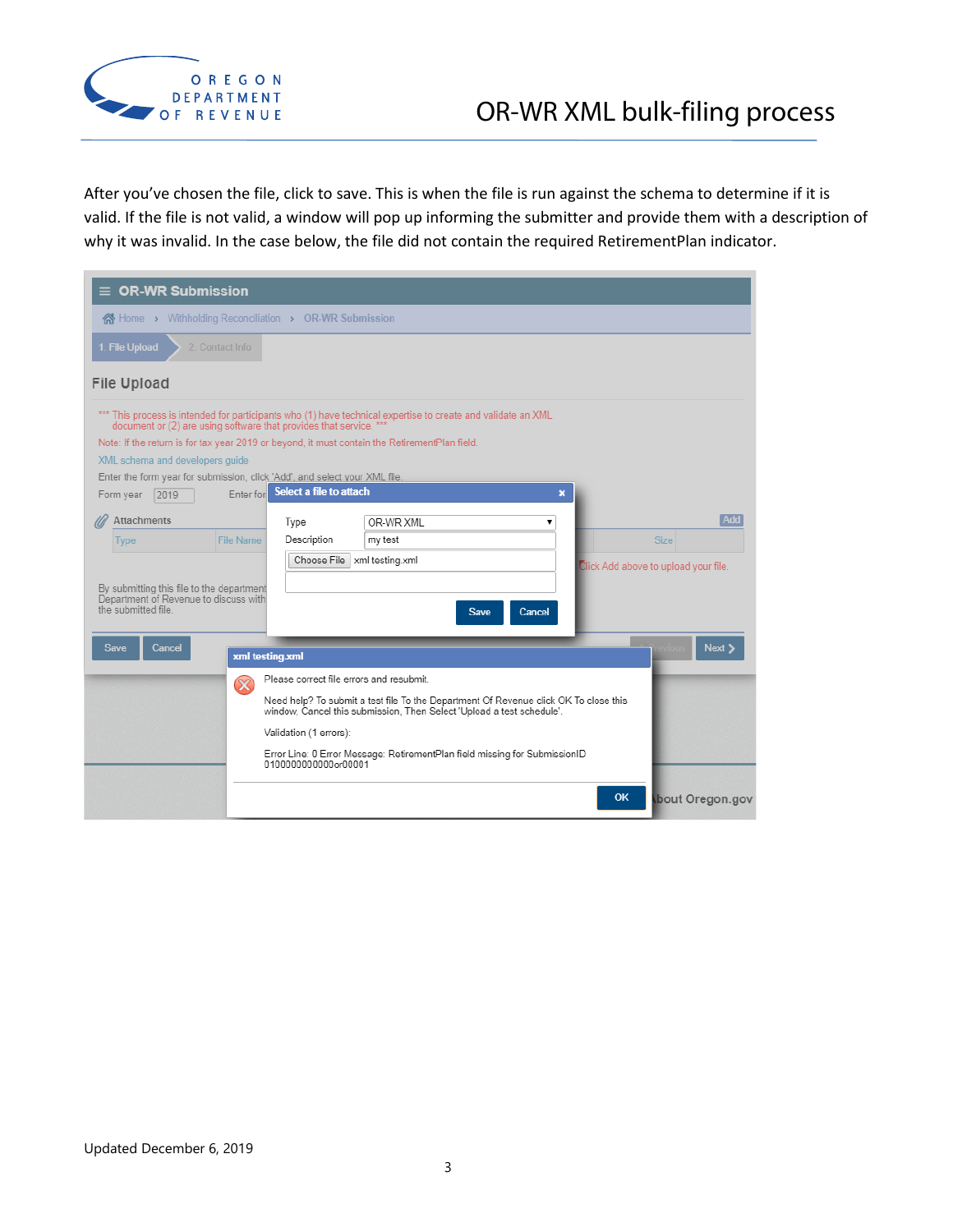After you've chosen the file, click to save. This is when the file is run against the schema to determine if it is valid. If the file is not valid, a window will pop up informing the submitter and provide them with a description of why it was invalid. In the case below, the file did not contain the required RetirementPlan indicator.

Updated December 6, 2019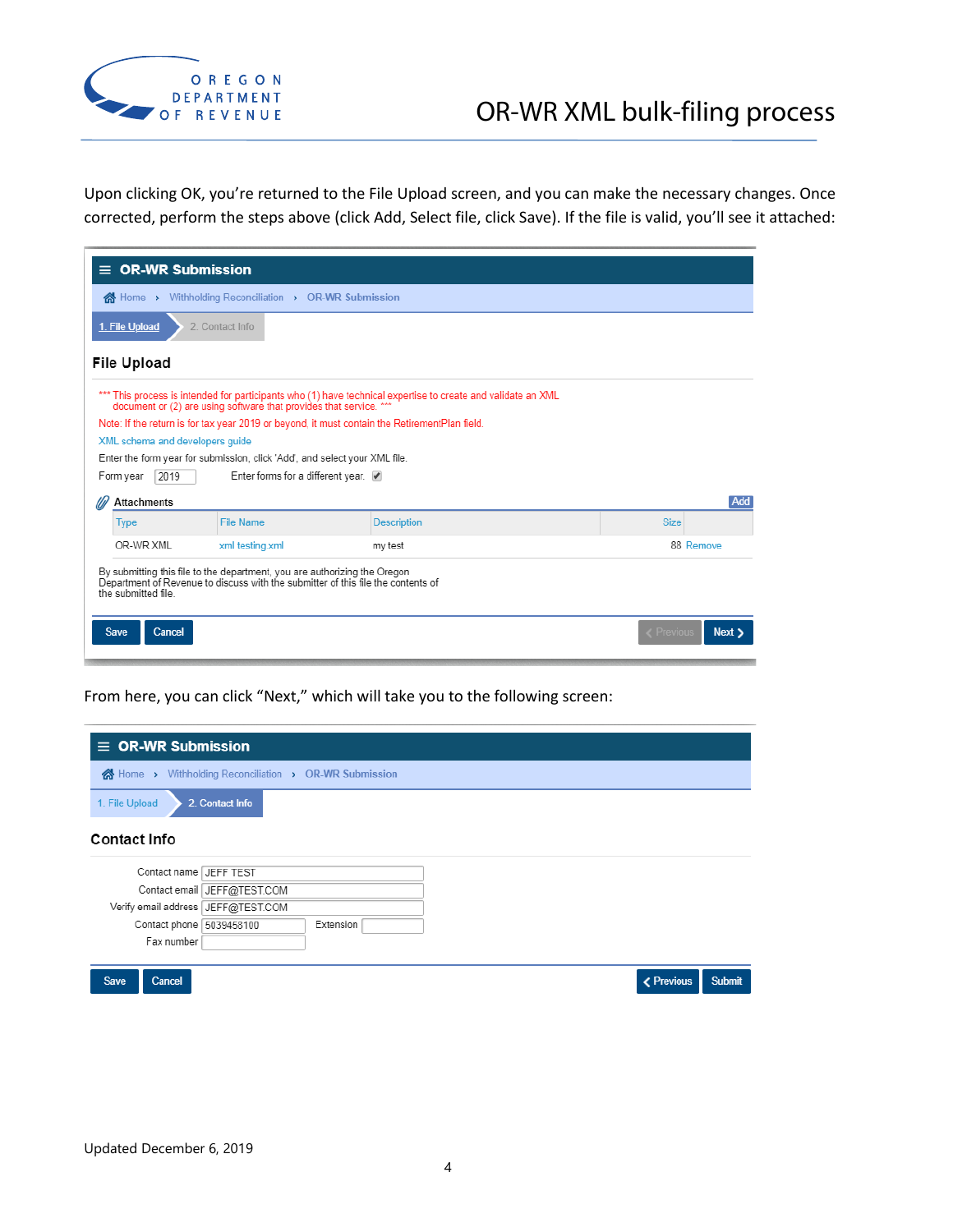Upon clicking OK, you're returned to the File Upload screen, and you can make the necessary changes. Once corrected, perform the steps above (click Add, Select file, click Save). If the file is valid, you'll see it attached:

**OR-WR Submission**

Home › Withholding Reconciliation › OR-WR Submission

1. File Upload | 2. Contact Info

### File Upload

*** This process is intended for participants who (1) have technical expertise to create and validate an XML document or (2) are using software that provides that service. ***

Note: If the return is for tax year 2019 or beyond, it must contain the RetirementPlan field.

XML schema and developers guide

Enter the form year for submission, click 'Add', and select your XML file.

Form year: 2019    Enter forms for a different year: ☑

Attachments    Add

| Type | File Name | Description | Size | |
|---|---|---|---|---|
| OR-WR XML | xml testing.xml | my test | 88 | Remove |

By submitting this file to the department, you are authorizing the Oregon Department of Revenue to discuss with the submitter of this file the contents of the submitted file.

Save | Cancel | Previous | Next

From here, you can click "Next," which will take you to the following screen:

**OR-WR Submission**

Home › Withholding Reconciliation › OR-WR Submission

1. File Upload | 2. Contact Info

### Contact Info

Contact name: JEFF TEST
Contact email: JEFF@TEST.COM
Verify email address: JEFF@TEST.COM
Contact phone: 5039458100    Extension:
Fax number:

Save | Cancel | Previous | Submit

Updated December 6, 2019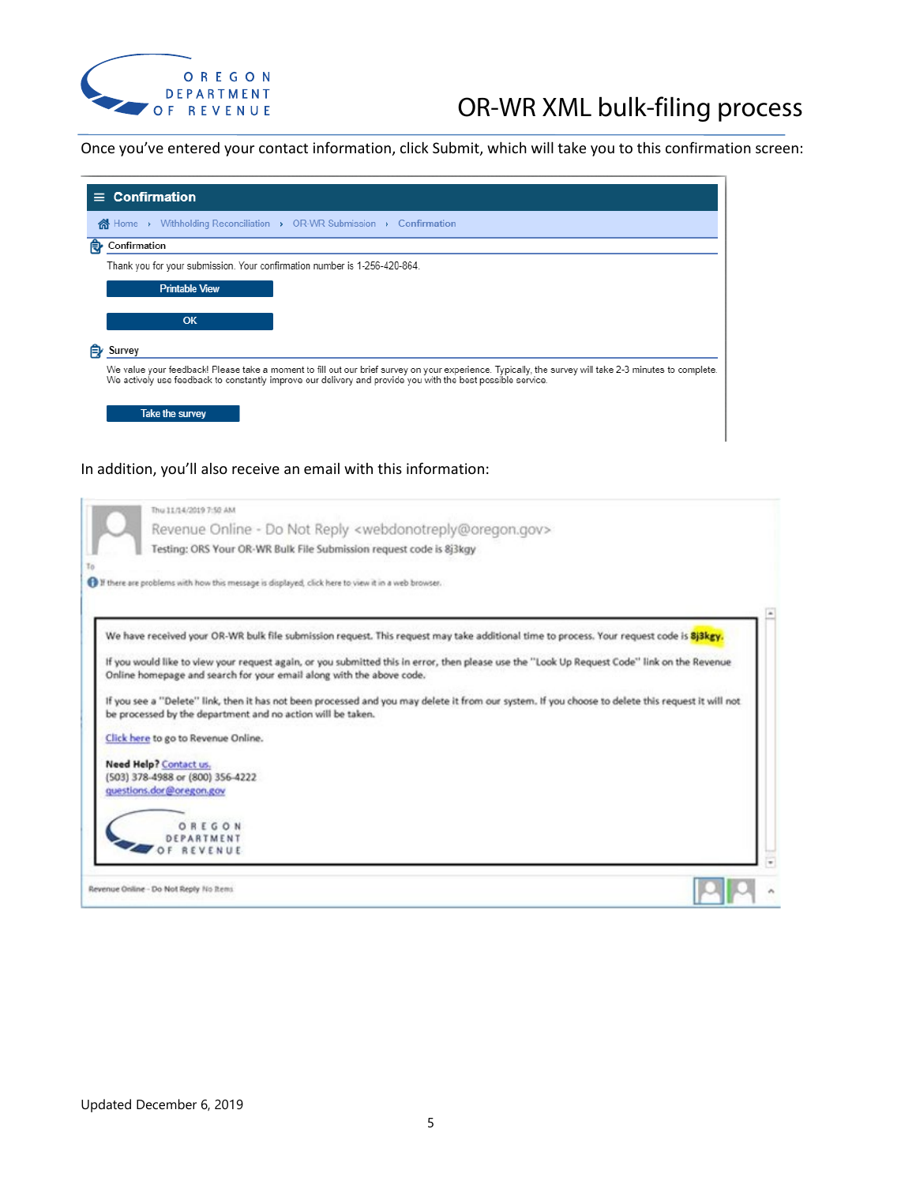Once you've entered your contact information, click Submit, which will take you to this confirmation screen:

**Confirmation**

Home › Withholding Reconciliation › OR-WR Submission › Confirmation

Confirmation

Thank you for your submission. Your confirmation number is 1-256-420-864.

Printable View

OK

Survey

We value your feedback! Please take a moment to fill out our brief survey on your experience. Typically, the survey will take 2-3 minutes to complete. We actively use feedback to constantly improve our delivery and provide you with the best possible service.

Take the survey

In addition, you'll also receive an email with this information:

Thu 11/14/2019 7:50 AM

Revenue Online - Do Not Reply <webdonotreply@oregon.gov>

Testing: ORS Your OR-WR Bulk File Submission request code is 8j3kgy

To

If there are problems with how this message is displayed, click here to view it in a web browser.

We have received your OR-WR bulk file submission request. This request may take additional time to process. Your request code is **8j3kgy**.

If you would like to view your request again, or you submitted this in error, then please use the "Look Up Request Code" link on the Revenue Online homepage and search for your email along with the above code.

If you see a "Delete" link, then it has not been processed and you may delete it from our system. If you choose to delete this request it will not be processed by the department and no action will be taken.

Click here to go to Revenue Online.

**Need Help?** Contact us.
(503) 378-4988 or (800) 356-4222
questions.dor@oregon.gov

OREGON DEPARTMENT OF REVENUE

Revenue Online - Do Not Reply No Items

Updated December 6, 2019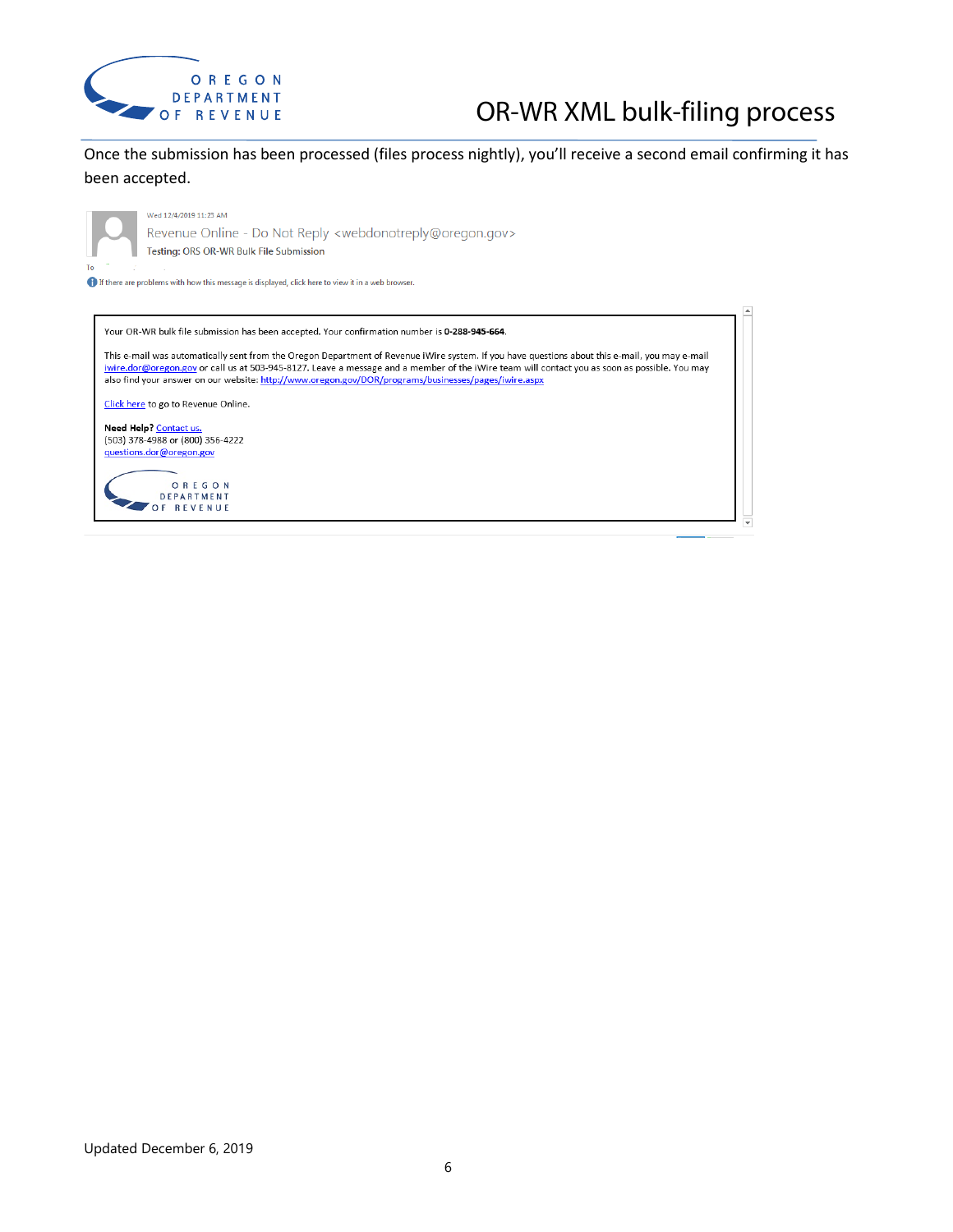Once the submission has been processed (files process nightly), you'll receive a second email confirming it has been accepted.

Wed 12/4/2019 11:23 AM

Revenue Online - Do Not Reply <webdonotreply@oregon.gov>

Testing: ORS OR-WR Bulk File Submission

To

If there are problems with how this message is displayed, click here to view it in a web browser.

Your OR-WR bulk file submission has been accepted. Your confirmation number is **0-288-945-664**.

This e-mail was automatically sent from the Oregon Department of Revenue iWire system. If you have questions about this e-mail, you may e-mail iwire.dor@oregon.gov or call us at 503-945-8127. Leave a message and a member of the iWire team will contact you as soon as possible. You may also find your answer on our website: http://www.oregon.gov/DOR/programs/businesses/pages/iwire.aspx

Click here to go to Revenue Online.

**Need Help?** Contact us.
(503) 378-4988 or (800) 356-4222
questions.dor@oregon.gov

OREGON DEPARTMENT OF REVENUE

Updated December 6, 2019